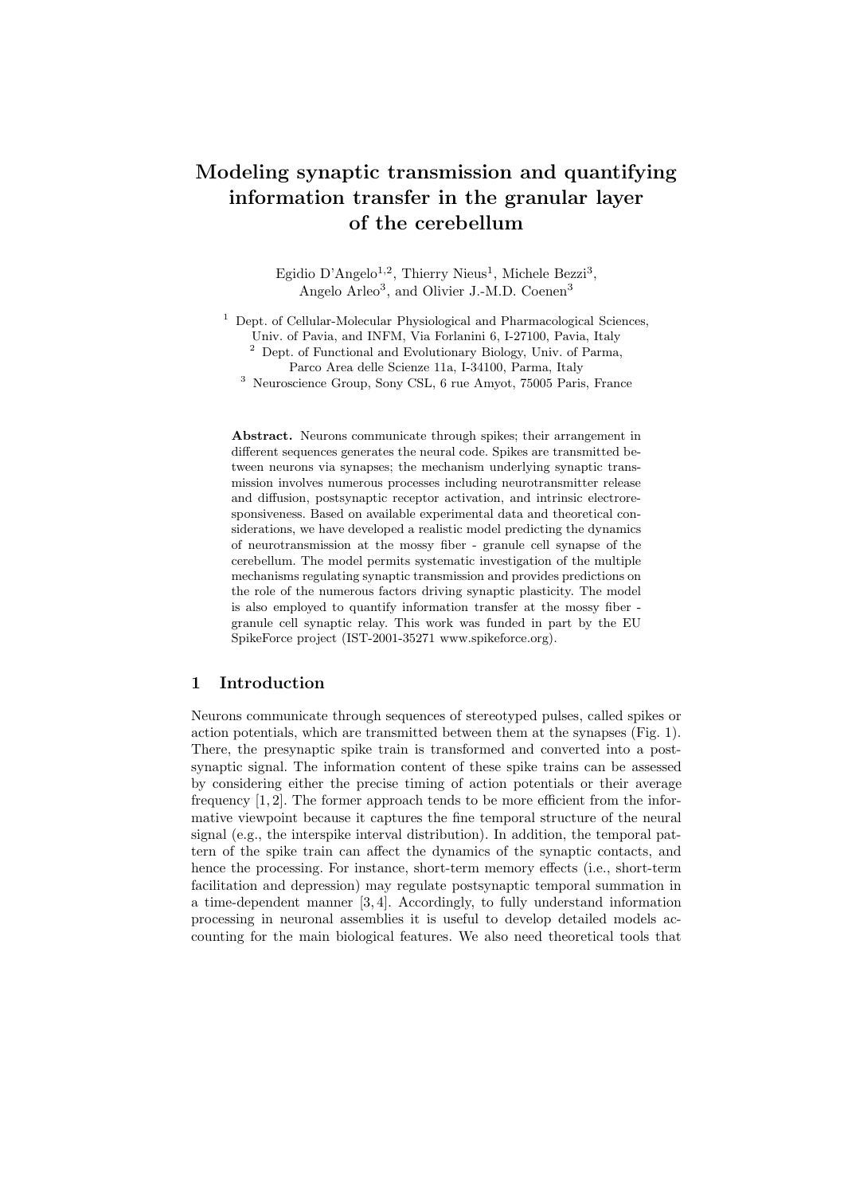# Modeling synaptic transmission and quantifying information transfer in the granular layer of the cerebellum

Egidio D'Angelo[1,2], Thierry Nieus[1], Michele Bezzi[3], Angelo Arleo[3], and Olivier J.-M.D. Coenen[3]

[1] Dept. of Cellular-Molecular Physiological and Pharmacological Sciences, Univ. of Pavia, and INFM, Via Forlanini 6, I-27100, Pavia, Italy

[2] Dept. of Functional and Evolutionary Biology, Univ. of Parma, Parco Area delle Scienze 11a, I-34100, Parma, Italy

[3] Neuroscience Group, Sony CSL, 6 rue Amyot, 75005 Paris, France

**Abstract.** Neurons communicate through spikes; their arrangement in different sequences generates the neural code. Spikes are transmitted between neurons via synapses; the mechanism underlying synaptic transmission involves numerous processes including neurotransmitter release and diffusion, postsynaptic receptor activation, and intrinsic electroresponsiveness. Based on available experimental data and theoretical considerations, we have developed a realistic model predicting the dynamics of neurotransmission at the mossy fiber - granule cell synapse of the cerebellum. The model permits systematic investigation of the multiple mechanisms regulating synaptic transmission and provides predictions on the role of the numerous factors driving synaptic plasticity. The model is also employed to quantify information transfer at the mossy fiber - granule cell synaptic relay. This work was funded in part by the EU SpikeForce project (IST-2001-35271 www.spikeforce.org).

## 1 Introduction

Neurons communicate through sequences of stereotyped pulses, called spikes or action potentials, which are transmitted between them at the synapses (Fig. 1). There, the presynaptic spike train is transformed and converted into a postsynaptic signal. The information content of these spike trains can be assessed by considering either the precise timing of action potentials or their average frequency [1, 2]. The former approach tends to be more efficient from the informative viewpoint because it captures the fine temporal structure of the neural signal (e.g., the interspike interval distribution). In addition, the temporal pattern of the spike train can affect the dynamics of the synaptic contacts, and hence the processing. For instance, short-term memory effects (i.e., short-term facilitation and depression) may regulate postsynaptic temporal summation in a time-dependent manner [3, 4]. Accordingly, to fully understand information processing in neuronal assemblies it is useful to develop detailed models accounting for the main biological features. We also need theoretical tools that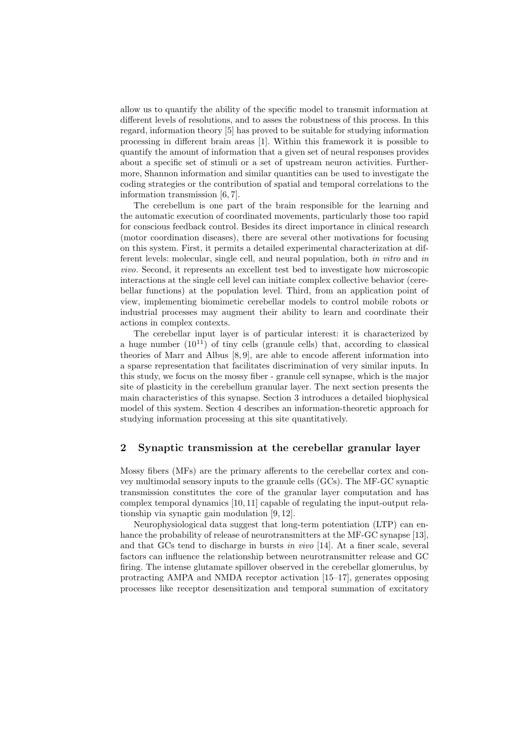allow us to quantify the ability of the specific model to transmit information at different levels of resolutions, and to asses the robustness of this process. In this regard, information theory [5] has proved to be suitable for studying information processing in different brain areas [1]. Within this framework it is possible to quantify the amount of information that a given set of neural responses provides about a specific set of stimuli or a set of upstream neuron activities. Furthermore, Shannon information and similar quantities can be used to investigate the coding strategies or the contribution of spatial and temporal correlations to the information transmission [6, 7].

The cerebellum is one part of the brain responsible for the learning and the automatic execution of coordinated movements, particularly those too rapid for conscious feedback control. Besides its direct importance in clinical research (motor coordination diseases), there are several other motivations for focusing on this system. First, it permits a detailed experimental characterization at different levels: molecular, single cell, and neural population, both *in vitro* and *in vivo*. Second, it represents an excellent test bed to investigate how microscopic interactions at the single cell level can initiate complex collective behavior (cerebellar functions) at the population level. Third, from an application point of view, implementing biomimetic cerebellar models to control mobile robots or industrial processes may augment their ability to learn and coordinate their actions in complex contexts.

The cerebellar input layer is of particular interest: it is characterized by a huge number ($10^{11}$) of tiny cells (granule cells) that, according to classical theories of Marr and Albus [8, 9], are able to encode afferent information into a sparse representation that facilitates discrimination of very similar inputs. In this study, we focus on the mossy fiber - granule cell synapse, which is the major site of plasticity in the cerebellum granular layer. The next section presents the main characteristics of this synapse. Section 3 introduces a detailed biophysical model of this system. Section 4 describes an information-theoretic approach for studying information processing at this site quantitatively.

## 2 Synaptic transmission at the cerebellar granular layer

Mossy fibers (MFs) are the primary afferents to the cerebellar cortex and convey multimodal sensory inputs to the granule cells (GCs). The MF-GC synaptic transmission constitutes the core of the granular layer computation and has complex temporal dynamics [10, 11] capable of regulating the input-output relationship via synaptic gain modulation [9, 12].

Neurophysiological data suggest that long-term potentiation (LTP) can enhance the probability of release of neurotransmitters at the MF-GC synapse [13], and that GCs tend to discharge in bursts *in vivo* [14]. At a finer scale, several factors can influence the relationship between neurotransmitter release and GC firing. The intense glutamate spillover observed in the cerebellar glomerulus, by protracting AMPA and NMDA receptor activation [15–17], generates opposing processes like receptor desensitization and temporal summation of excitatory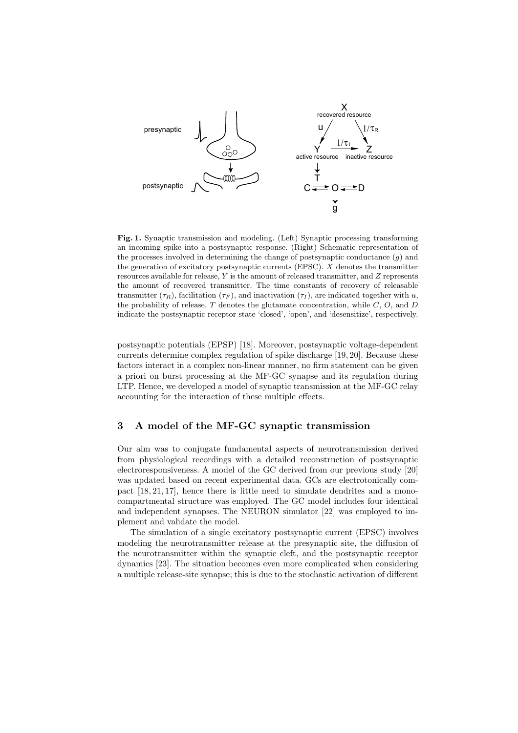**Fig. 1.** Synaptic transmission and modeling. (Left) Synaptic processing transforming an incoming spike into a postsynaptic response. (Right) Schematic representation of the processes involved in determining the change of postsynaptic conductance ($g$) and the generation of excitatory postsynaptic currents (EPSC). $X$ denotes the transmitter resources available for release, $Y$ is the amount of released transmitter, and $Z$ represents the amount of recovered transmitter. The time constants of recovery of releasable transmitter ($\tau_R$), facilitation ($\tau_F$), and inactivation ($\tau_I$), are indicated together with $u$, the probability of release. $T$ denotes the glutamate concentration, while $C$, $O$, and $D$ indicate the postsynaptic receptor state 'closed', 'open', and 'desensitize', respectively.

postsynaptic potentials (EPSP) [18]. Moreover, postsynaptic voltage-dependent currents determine complex regulation of spike discharge [19, 20]. Because these factors interact in a complex non-linear manner, no firm statement can be given a priori on burst processing at the MF-GC synapse and its regulation during LTP. Hence, we developed a model of synaptic transmission at the MF-GC relay accounting for the interaction of these multiple effects.

## 3 A model of the MF-GC synaptic transmission

Our aim was to conjugate fundamental aspects of neurotransmission derived from physiological recordings with a detailed reconstruction of postsynaptic electroresponsiveness. A model of the GC derived from our previous study [20] was updated based on recent experimental data. GCs are electrotonically compact [18, 21, 17], hence there is little need to simulate dendrites and a monocompartmental structure was employed. The GC model includes four identical and independent synapses. The NEURON simulator [22] was employed to implement and validate the model.

The simulation of a single excitatory postsynaptic current (EPSC) involves modeling the neurotransmitter release at the presynaptic site, the diffusion of the neurotransmitter within the synaptic cleft, and the postsynaptic receptor dynamics [23]. The situation becomes even more complicated when considering a multiple release-site synapse; this is due to the stochastic activation of different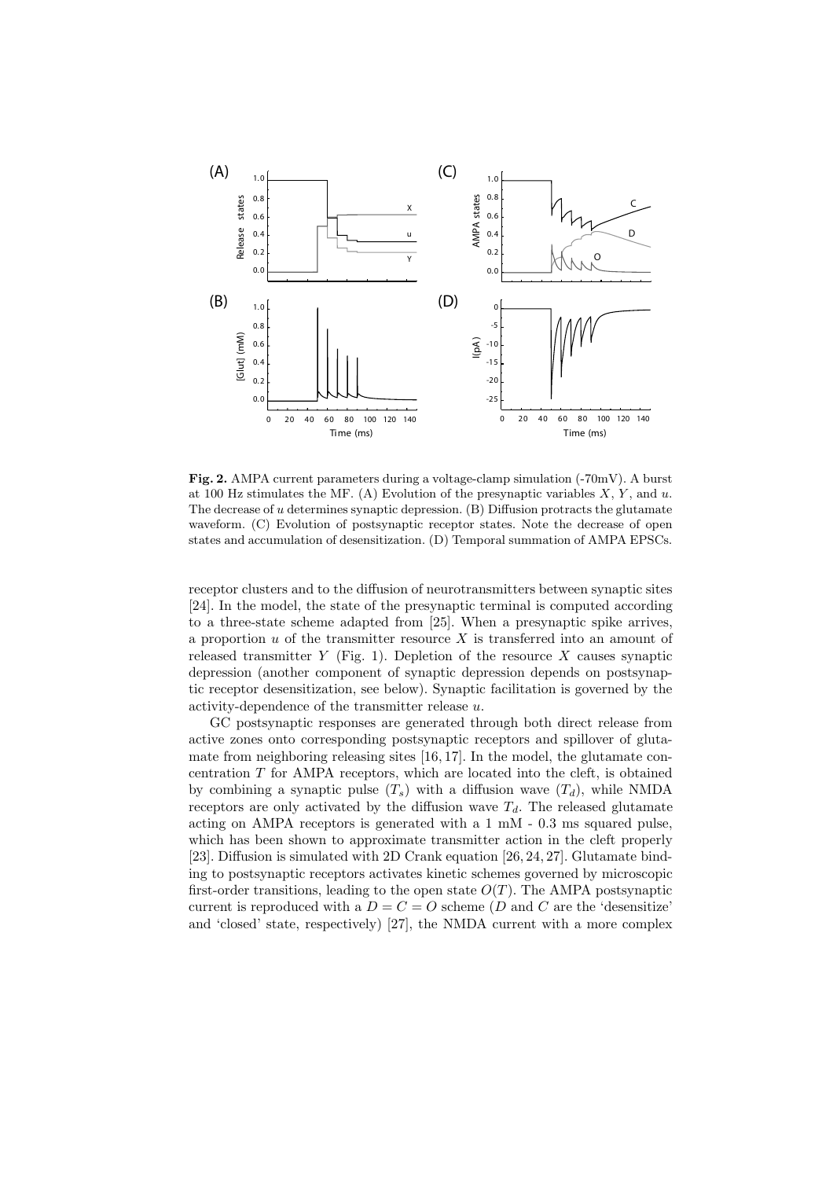**Fig. 2.** AMPA current parameters during a voltage-clamp simulation (-70mV). A burst at 100 Hz stimulates the MF. (A) Evolution of the presynaptic variables $X$, $Y$, and $u$. The decrease of $u$ determines synaptic depression. (B) Diffusion protracts the glutamate waveform. (C) Evolution of postsynaptic receptor states. Note the decrease of open states and accumulation of desensitization. (D) Temporal summation of AMPA EPSCs.

receptor clusters and to the diffusion of neurotransmitters between synaptic sites [24]. In the model, the state of the presynaptic terminal is computed according to a three-state scheme adapted from [25]. When a presynaptic spike arrives, a proportion $u$ of the transmitter resource $X$ is transferred into an amount of released transmitter $Y$ (Fig. 1). Depletion of the resource $X$ causes synaptic depression (another component of synaptic depression depends on postsynaptic receptor desensitization, see below). Synaptic facilitation is governed by the activity-dependence of the transmitter release $u$.

GC postsynaptic responses are generated through both direct release from active zones onto corresponding postsynaptic receptors and spillover of glutamate from neighboring releasing sites [16, 17]. In the model, the glutamate concentration $T$ for AMPA receptors, which are located into the cleft, is obtained by combining a synaptic pulse ($T_s$) with a diffusion wave ($T_d$), while NMDA receptors are only activated by the diffusion wave $T_d$. The released glutamate acting on AMPA receptors is generated with a 1 mM - 0.3 ms squared pulse, which has been shown to approximate transmitter action in the cleft properly [23]. Diffusion is simulated with 2D Crank equation [26, 24, 27]. Glutamate binding to postsynaptic receptors activates kinetic schemes governed by microscopic first-order transitions, leading to the open state $O(T)$. The AMPA postsynaptic current is reproduced with a $D = C = O$ scheme ($D$ and $C$ are the 'desensitize' and 'closed' state, respectively) [27], the NMDA current with a more complex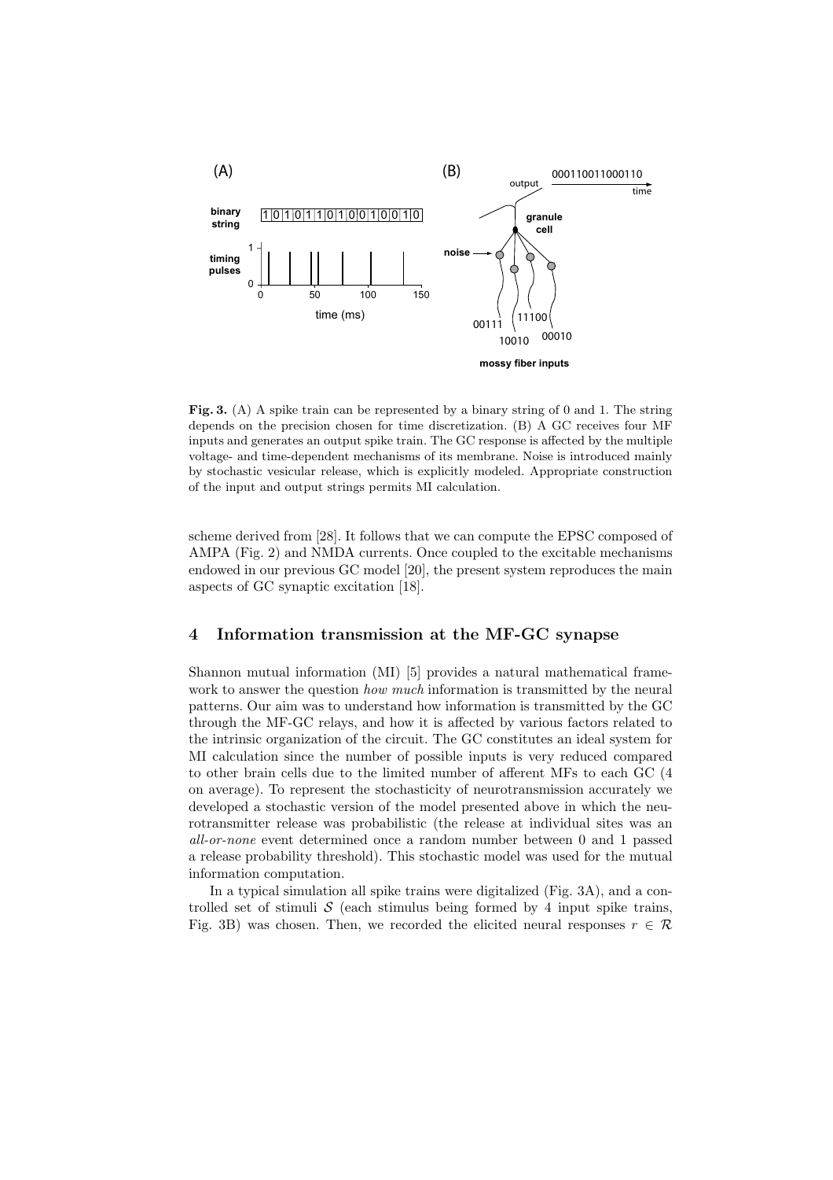**Fig. 3.** (A) A spike train can be represented by a binary string of 0 and 1. The string depends on the precision chosen for time discretization. (B) A GC receives four MF inputs and generates an output spike train. The GC response is affected by the multiple voltage- and time-dependent mechanisms of its membrane. Noise is introduced mainly by stochastic vesicular release, which is explicitly modeled. Appropriate construction of the input and output strings permits MI calculation.

scheme derived from [28]. It follows that we can compute the EPSC composed of AMPA (Fig. 2) and NMDA currents. Once coupled to the excitable mechanisms endowed in our previous GC model [20], the present system reproduces the main aspects of GC synaptic excitation [18].

## 4 Information transmission at the MF-GC synapse

Shannon mutual information (MI) [5] provides a natural mathematical framework to answer the question *how much* information is transmitted by the neural patterns. Our aim was to understand how information is transmitted by the GC through the MF-GC relays, and how it is affected by various factors related to the intrinsic organization of the circuit. The GC constitutes an ideal system for MI calculation since the number of possible inputs is very reduced compared to other brain cells due to the limited number of afferent MFs to each GC (4 on average). To represent the stochasticity of neurotransmission accurately we developed a stochastic version of the model presented above in which the neurotransmitter release was probabilistic (the release at individual sites was an *all-or-none* event determined once a random number between 0 and 1 passed a release probability threshold). This stochastic model was used for the mutual information computation.

In a typical simulation all spike trains were digitalized (Fig. 3A), and a controlled set of stimuli $\mathcal{S}$ (each stimulus being formed by 4 input spike trains, Fig. 3B) was chosen. Then, we recorded the elicited neural responses $r \in \mathcal{R}$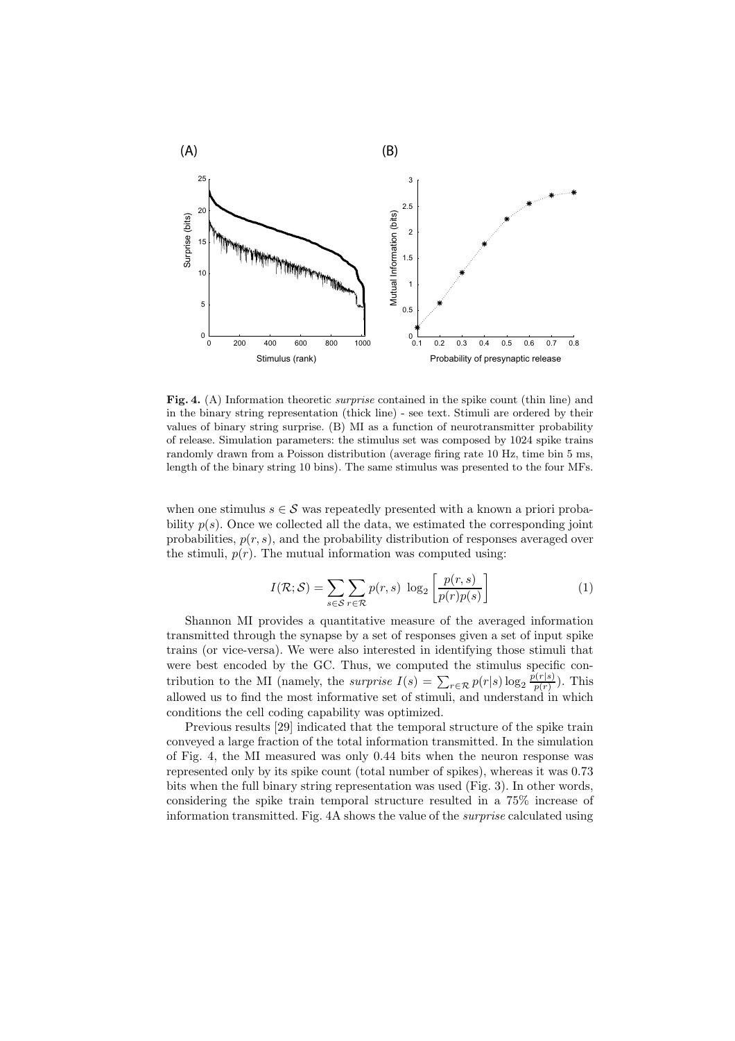**Fig. 4.** (A) Information theoretic *surprise* contained in the spike count (thin line) and in the binary string representation (thick line) - see text. Stimuli are ordered by their values of binary string surprise. (B) MI as a function of neurotransmitter probability of release. Simulation parameters: the stimulus set was composed by 1024 spike trains randomly drawn from a Poisson distribution (average firing rate 10 Hz, time bin 5 ms, length of the binary string 10 bins). The same stimulus was presented to the four MFs.

when one stimulus $s \in \mathcal{S}$ was repeatedly presented with a known a priori probability $p(s)$. Once we collected all the data, we estimated the corresponding joint probabilities, $p(r, s)$, and the probability distribution of responses averaged over the stimuli, $p(r)$. The mutual information was computed using:

$$I(\mathcal{R}; \mathcal{S}) = \sum_{s \in \mathcal{S}} \sum_{r \in \mathcal{R}} p(r, s) \, \log_2 \left[ \frac{p(r, s)}{p(r)p(s)} \right] \tag{1}$$

Shannon MI provides a quantitative measure of the averaged information transmitted through the synapse by a set of responses given a set of input spike trains (or vice-versa). We were also interested in identifying those stimuli that were best encoded by the GC. Thus, we computed the stimulus specific contribution to the MI (namely, the *surprise* $I(s) = \sum_{r \in \mathcal{R}} p(r|s) \log_2 \frac{p(r|s)}{p(r)}$). This allowed us to find the most informative set of stimuli, and understand in which conditions the cell coding capability was optimized.

Previous results [29] indicated that the temporal structure of the spike train conveyed a large fraction of the total information transmitted. In the simulation of Fig. 4, the MI measured was only 0.44 bits when the neuron response was represented only by its spike count (total number of spikes), whereas it was 0.73 bits when the full binary string representation was used (Fig. 3). In other words, considering the spike train temporal structure resulted in a 75% increase of information transmitted. Fig. 4A shows the value of the *surprise* calculated using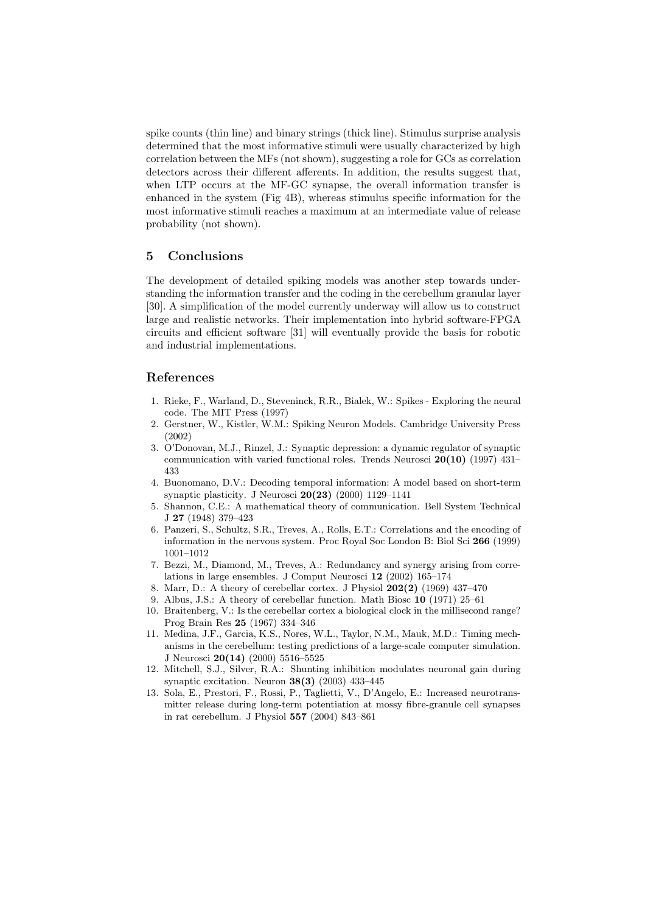spike counts (thin line) and binary strings (thick line). Stimulus surprise analysis determined that the most informative stimuli were usually characterized by high correlation between the MFs (not shown), suggesting a role for GCs as correlation detectors across their different afferents. In addition, the results suggest that, when LTP occurs at the MF-GC synapse, the overall information transfer is enhanced in the system (Fig 4B), whereas stimulus specific information for the most informative stimuli reaches a maximum at an intermediate value of release probability (not shown).

## 5 Conclusions

The development of detailed spiking models was another step towards understanding the information transfer and the coding in the cerebellum granular layer [30]. A simplification of the model currently underway will allow us to construct large and realistic networks. Their implementation into hybrid software-FPGA circuits and efficient software [31] will eventually provide the basis for robotic and industrial implementations.

## References

1. Rieke, F., Warland, D., Steveninck, R.R., Bialek, W.: Spikes - Exploring the neural code. The MIT Press (1997)
2. Gerstner, W., Kistler, W.M.: Spiking Neuron Models. Cambridge University Press (2002)
3. O'Donovan, M.J., Rinzel, J.: Synaptic depression: a dynamic regulator of synaptic communication with varied functional roles. Trends Neurosci **20(10)** (1997) 431–433
4. Buonomano, D.V.: Decoding temporal information: A model based on short-term synaptic plasticity. J Neurosci **20(23)** (2000) 1129–1141
5. Shannon, C.E.: A mathematical theory of communication. Bell System Technical J **27** (1948) 379–423
6. Panzeri, S., Schultz, S.R., Treves, A., Rolls, E.T.: Correlations and the encoding of information in the nervous system. Proc Royal Soc London B: Biol Sci **266** (1999) 1001–1012
7. Bezzi, M., Diamond, M., Treves, A.: Redundancy and synergy arising from correlations in large ensembles. J Comput Neurosci **12** (2002) 165–174
8. Marr, D.: A theory of cerebellar cortex. J Physiol **202(2)** (1969) 437–470
9. Albus, J.S.: A theory of cerebellar function. Math Biosc **10** (1971) 25–61
10. Braitenberg, V.: Is the cerebellar cortex a biological clock in the millisecond range? Prog Brain Res **25** (1967) 334–346
11. Medina, J.F., Garcia, K.S., Nores, W.L., Taylor, N.M., Mauk, M.D.: Timing mechanisms in the cerebellum: testing predictions of a large-scale computer simulation. J Neurosci **20(14)** (2000) 5516–5525
12. Mitchell, S.J., Silver, R.A.: Shunting inhibition modulates neuronal gain during synaptic excitation. Neuron **38(3)** (2003) 433–445
13. Sola, E., Prestori, F., Rossi, P., Taglietti, V., D'Angelo, E.: Increased neurotransmitter release during long-term potentiation at mossy fibre-granule cell synapses in rat cerebellum. J Physiol **557** (2004) 843–861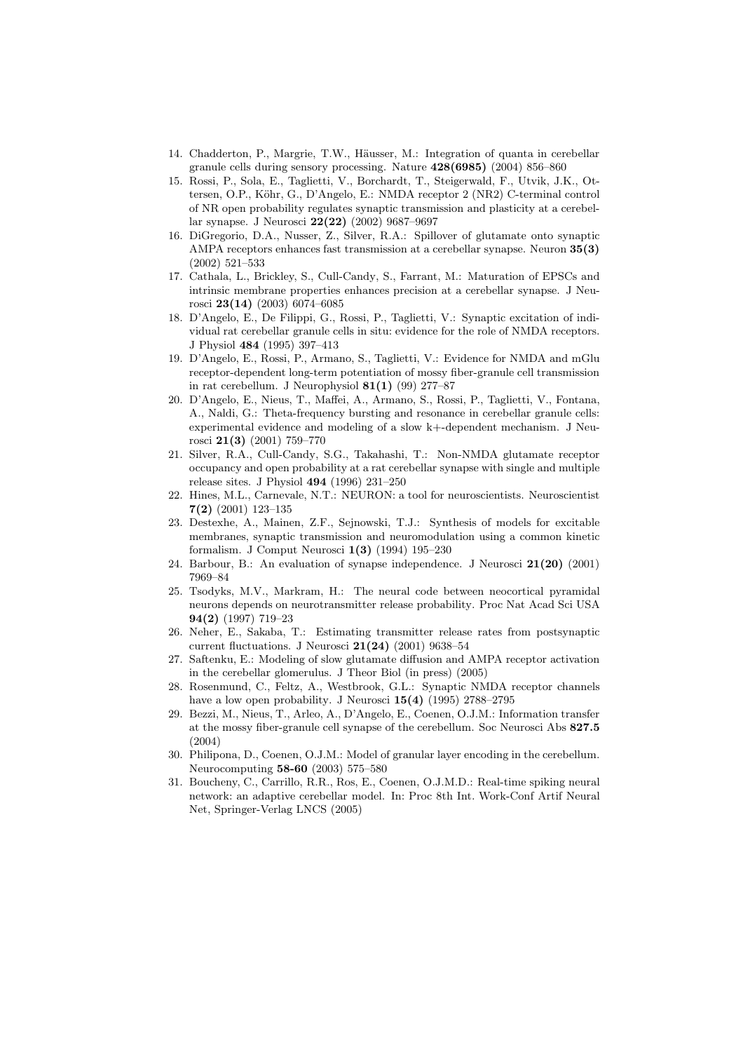14. Chadderton, P., Margrie, T.W., Häusser, M.: Integration of quanta in cerebellar granule cells during sensory processing. Nature **428(6985)** (2004) 856–860
15. Rossi, P., Sola, E., Taglietti, V., Borchardt, T., Steigerwald, F., Utvik, J.K., Ottersen, O.P., Köhr, G., D'Angelo, E.: NMDA receptor 2 (NR2) C-terminal control of NR open probability regulates synaptic transmission and plasticity at a cerebellar synapse. J Neurosci **22(22)** (2002) 9687–9697
16. DiGregorio, D.A., Nusser, Z., Silver, R.A.: Spillover of glutamate onto synaptic AMPA receptors enhances fast transmission at a cerebellar synapse. Neuron **35(3)** (2002) 521–533
17. Cathala, L., Brickley, S., Cull-Candy, S., Farrant, M.: Maturation of EPSCs and intrinsic membrane properties enhances precision at a cerebellar synapse. J Neurosci **23(14)** (2003) 6074–6085
18. D'Angelo, E., De Filippi, G., Rossi, P., Taglietti, V.: Synaptic excitation of individual rat cerebellar granule cells in situ: evidence for the role of NMDA receptors. J Physiol **484** (1995) 397–413
19. D'Angelo, E., Rossi, P., Armano, S., Taglietti, V.: Evidence for NMDA and mGlu receptor-dependent long-term potentiation of mossy fiber-granule cell transmission in rat cerebellum. J Neurophysiol **81(1)** (99) 277–87
20. D'Angelo, E., Nieus, T., Maffei, A., Armano, S., Rossi, P., Taglietti, V., Fontana, A., Naldi, G.: Theta-frequency bursting and resonance in cerebellar granule cells: experimental evidence and modeling of a slow k+-dependent mechanism. J Neurosci **21(3)** (2001) 759–770
21. Silver, R.A., Cull-Candy, S.G., Takahashi, T.: Non-NMDA glutamate receptor occupancy and open probability at a rat cerebellar synapse with single and multiple release sites. J Physiol **494** (1996) 231–250
22. Hines, M.L., Carnevale, N.T.: NEURON: a tool for neuroscientists. Neuroscientist **7(2)** (2001) 123–135
23. Destexhe, A., Mainen, Z.F., Sejnowski, T.J.: Synthesis of models for excitable membranes, synaptic transmission and neuromodulation using a common kinetic formalism. J Comput Neurosci **1(3)** (1994) 195–230
24. Barbour, B.: An evaluation of synapse independence. J Neurosci **21(20)** (2001) 7969–84
25. Tsodyks, M.V., Markram, H.: The neural code between neocortical pyramidal neurons depends on neurotransmitter release probability. Proc Nat Acad Sci USA **94(2)** (1997) 719–23
26. Neher, E., Sakaba, T.: Estimating transmitter release rates from postsynaptic current fluctuations. J Neurosci **21(24)** (2001) 9638–54
27. Saftenku, E.: Modeling of slow glutamate diffusion and AMPA receptor activation in the cerebellar glomerulus. J Theor Biol (in press) (2005)
28. Rosenmund, C., Feltz, A., Westbrook, G.L.: Synaptic NMDA receptor channels have a low open probability. J Neurosci **15(4)** (1995) 2788–2795
29. Bezzi, M., Nieus, T., Arleo, A., D'Angelo, E., Coenen, O.J.M.: Information transfer at the mossy fiber-granule cell synapse of the cerebellum. Soc Neurosci Abs **827.5** (2004)
30. Philipona, D., Coenen, O.J.M.: Model of granular layer encoding in the cerebellum. Neurocomputing **58-60** (2003) 575–580
31. Boucheny, C., Carrillo, R.R., Ros, E., Coenen, O.J.M.D.: Real-time spiking neural network: an adaptive cerebellar model. In: Proc 8th Int. Work-Conf Artif Neural Net, Springer-Verlag LNCS (2005)